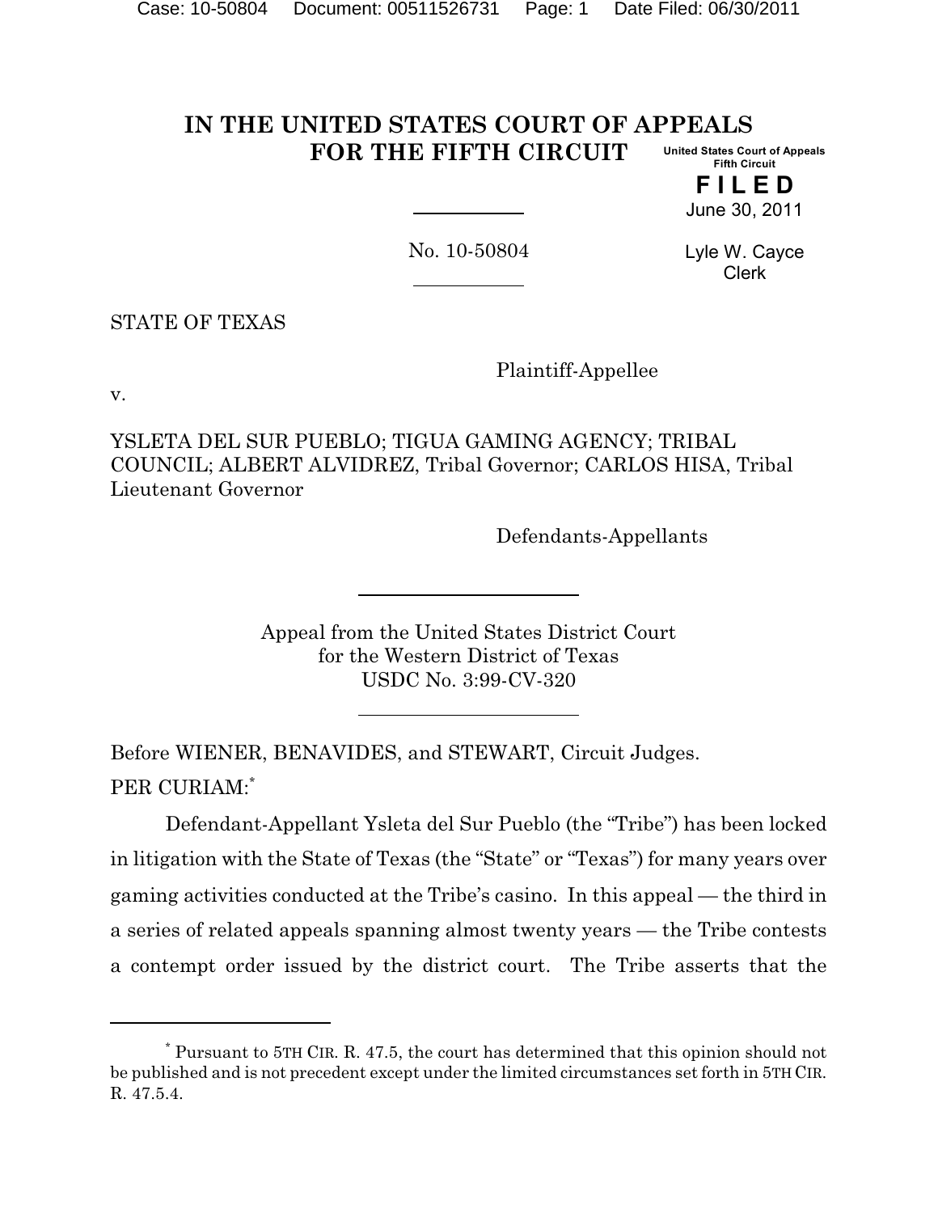# IN THE UNITED STATES COURT OF APPEALS FOR THE FIFTH CIRCUIT

United States Court of Appeals
Fifth Circuit

**F I L E D**

June 30, 2011

No. 10-50804

Lyle W. Cayce
Clerk

STATE OF TEXAS

Plaintiff-Appellee

v.

YSLETA DEL SUR PUEBLO; TIGUA GAMING AGENCY; TRIBAL COUNCIL; ALBERT ALVIDREZ, Tribal Governor; CARLOS HISA, Tribal Lieutenant Governor

Defendants-Appellants

Appeal from the United States District Court
for the Western District of Texas
USDC No. 3:99-CV-320

Before WIENER, BENAVIDES, and STEWART, Circuit Judges.

PER CURIAM:[*]

Defendant-Appellant Ysleta del Sur Pueblo (the "Tribe") has been locked in litigation with the State of Texas (the "State" or "Texas") for many years over gaming activities conducted at the Tribe's casino. In this appeal — the third in a series of related appeals spanning almost twenty years — the Tribe contests a contempt order issued by the district court. The Tribe asserts that the

---

[*] Pursuant to 5TH CIR. R. 47.5, the court has determined that this opinion should not be published and is not precedent except under the limited circumstances set forth in 5TH CIR. R. 47.5.4.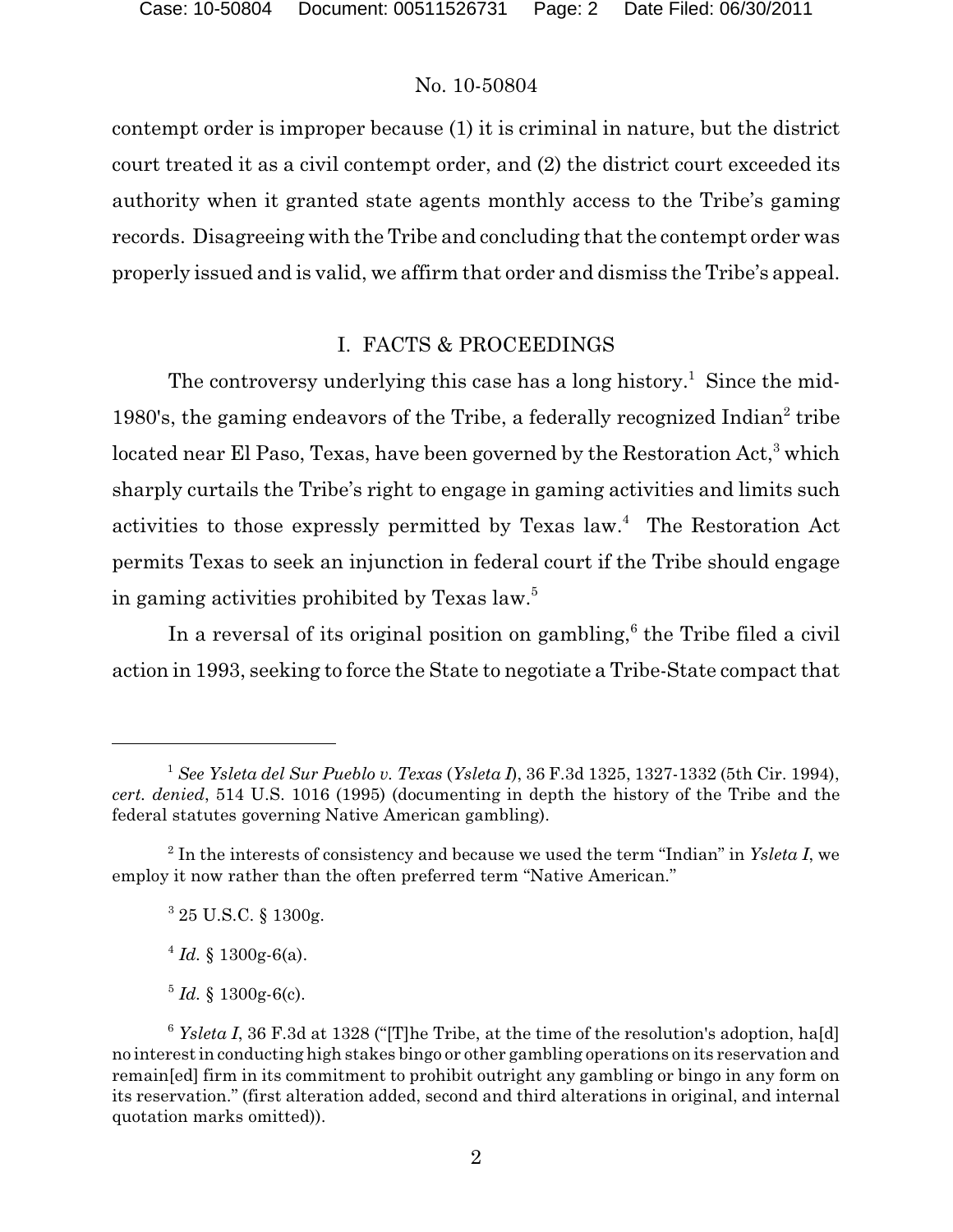contempt order is improper because (1) it is criminal in nature, but the district court treated it as a civil contempt order, and (2) the district court exceeded its authority when it granted state agents monthly access to the Tribe's gaming records. Disagreeing with the Tribe and concluding that the contempt order was properly issued and is valid, we affirm that order and dismiss the Tribe's appeal.

## I. FACTS & PROCEEDINGS

The controversy underlying this case has a long history.[1] Since the mid-1980's, the gaming endeavors of the Tribe, a federally recognized Indian[2] tribe located near El Paso, Texas, have been governed by the Restoration Act,[3] which sharply curtails the Tribe's right to engage in gaming activities and limits such activities to those expressly permitted by Texas law.[4] The Restoration Act permits Texas to seek an injunction in federal court if the Tribe should engage in gaming activities prohibited by Texas law.[5]

In a reversal of its original position on gambling,[6] the Tribe filed a civil action in 1993, seeking to force the State to negotiate a Tribe-State compact that

---

[1] *See Ysleta del Sur Pueblo v. Texas* (*Ysleta I*), 36 F.3d 1325, 1327-1332 (5th Cir. 1994), *cert. denied*, 514 U.S. 1016 (1995) (documenting in depth the history of the Tribe and the federal statutes governing Native American gambling).

[2] In the interests of consistency and because we used the term "Indian" in *Ysleta I*, we employ it now rather than the often preferred term "Native American."

[3] 25 U.S.C. § 1300g.

[4] *Id.* § 1300g-6(a).

[5] *Id.* § 1300g-6(c).

[6] *Ysleta I*, 36 F.3d at 1328 ("[T]he Tribe, at the time of the resolution's adoption, ha[d] no interest in conducting high stakes bingo or other gambling operations on its reservation and remain[ed] firm in its commitment to prohibit outright any gambling or bingo in any form on its reservation." (first alteration added, second and third alterations in original, and internal quotation marks omitted)).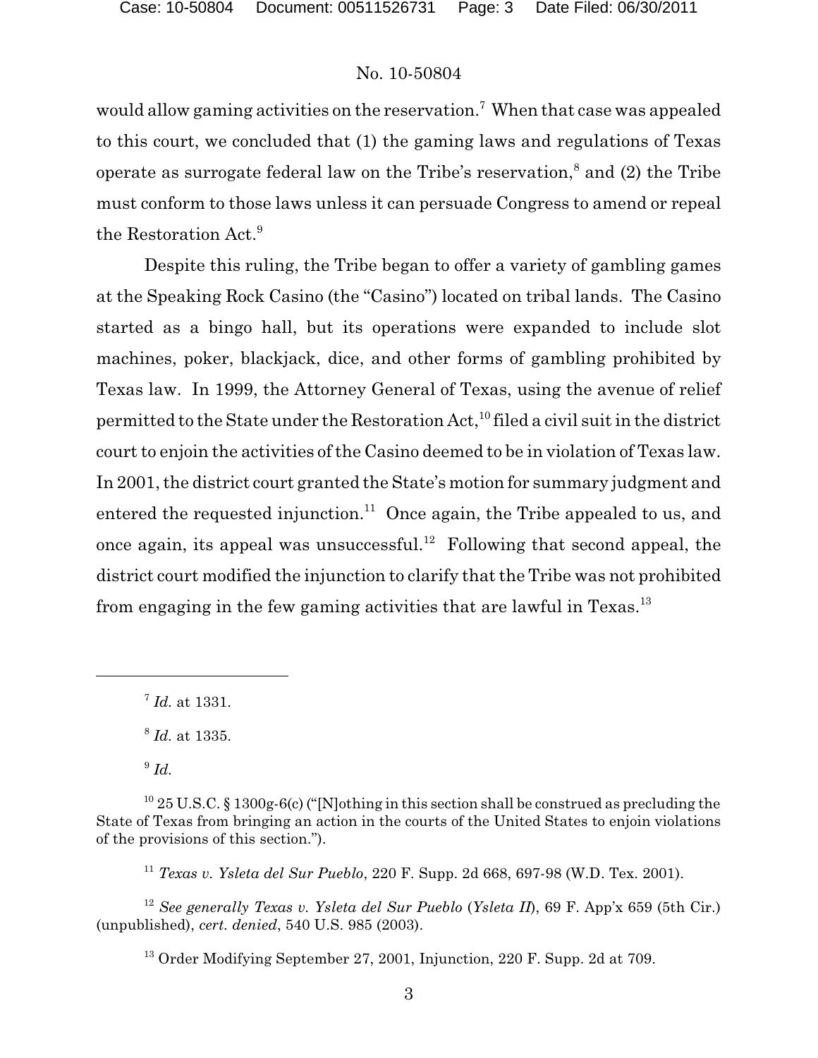would allow gaming activities on the reservation.[7] When that case was appealed to this court, we concluded that (1) the gaming laws and regulations of Texas operate as surrogate federal law on the Tribe's reservation,[8] and (2) the Tribe must conform to those laws unless it can persuade Congress to amend or repeal the Restoration Act.[9]

Despite this ruling, the Tribe began to offer a variety of gambling games at the Speaking Rock Casino (the "Casino") located on tribal lands. The Casino started as a bingo hall, but its operations were expanded to include slot machines, poker, blackjack, dice, and other forms of gambling prohibited by Texas law. In 1999, the Attorney General of Texas, using the avenue of relief permitted to the State under the Restoration Act,[10] filed a civil suit in the district court to enjoin the activities of the Casino deemed to be in violation of Texas law. In 2001, the district court granted the State's motion for summary judgment and entered the requested injunction.[11] Once again, the Tribe appealed to us, and once again, its appeal was unsuccessful.[12] Following that second appeal, the district court modified the injunction to clarify that the Tribe was not prohibited from engaging in the few gaming activities that are lawful in Texas.[13]

---

[7] *Id.* at 1331.

[8] *Id.* at 1335.

[9] *Id.*

[10] 25 U.S.C. § 1300g-6(c) ("[N]othing in this section shall be construed as precluding the State of Texas from bringing an action in the courts of the United States to enjoin violations of the provisions of this section.").

[11] *Texas v. Ysleta del Sur Pueblo*, 220 F. Supp. 2d 668, 697-98 (W.D. Tex. 2001).

[12] *See generally Texas v. Ysleta del Sur Pueblo* (*Ysleta II*), 69 F. App'x 659 (5th Cir.) (unpublished), *cert. denied*, 540 U.S. 985 (2003).

[13] Order Modifying September 27, 2001, Injunction, 220 F. Supp. 2d at 709.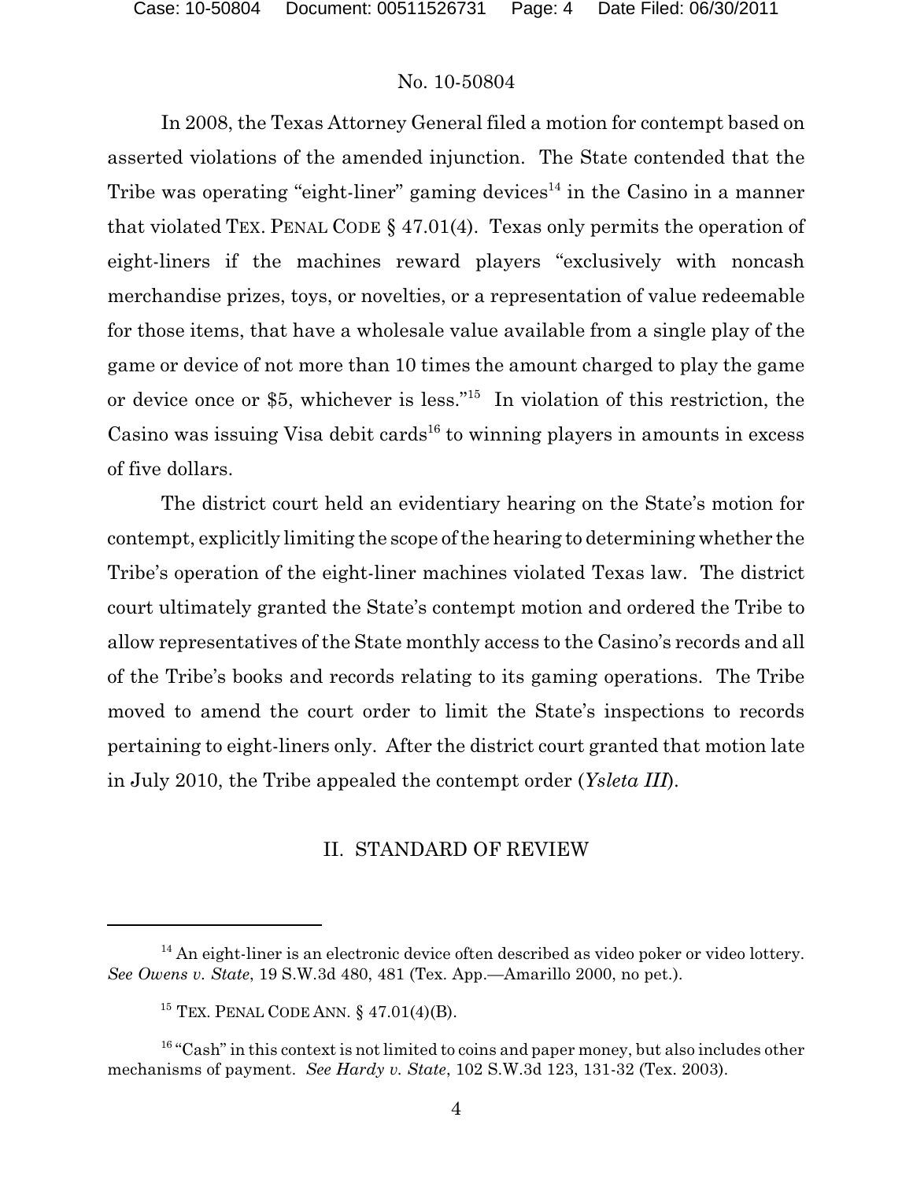In 2008, the Texas Attorney General filed a motion for contempt based on asserted violations of the amended injunction. The State contended that the Tribe was operating "eight-liner" gaming devices[14] in the Casino in a manner that violated TEX. PENAL CODE § 47.01(4). Texas only permits the operation of eight-liners if the machines reward players "exclusively with noncash merchandise prizes, toys, or novelties, or a representation of value redeemable for those items, that have a wholesale value available from a single play of the game or device of not more than 10 times the amount charged to play the game or device once or $5, whichever is less."[15] In violation of this restriction, the Casino was issuing Visa debit cards[16] to winning players in amounts in excess of five dollars.

The district court held an evidentiary hearing on the State's motion for contempt, explicitly limiting the scope of the hearing to determining whether the Tribe's operation of the eight-liner machines violated Texas law. The district court ultimately granted the State's contempt motion and ordered the Tribe to allow representatives of the State monthly access to the Casino's records and all of the Tribe's books and records relating to its gaming operations. The Tribe moved to amend the court order to limit the State's inspections to records pertaining to eight-liners only. After the district court granted that motion late in July 2010, the Tribe appealed the contempt order (*Ysleta III*).

## II. STANDARD OF REVIEW

---

[14] An eight-liner is an electronic device often described as video poker or video lottery. *See Owens v. State*, 19 S.W.3d 480, 481 (Tex. App.—Amarillo 2000, no pet.).

[15] TEX. PENAL CODE ANN. § 47.01(4)(B).

[16] "Cash" in this context is not limited to coins and paper money, but also includes other mechanisms of payment. *See Hardy v. State*, 102 S.W.3d 123, 131-32 (Tex. 2003).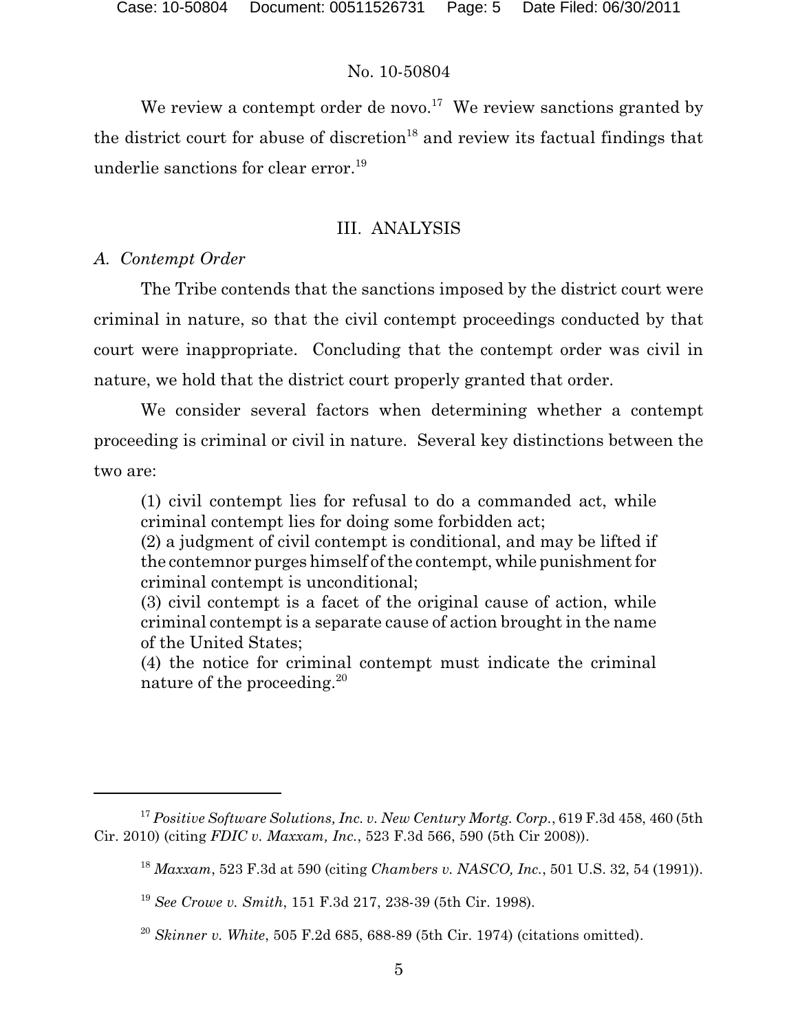We review a contempt order de novo.[17] We review sanctions granted by the district court for abuse of discretion[18] and review its factual findings that underlie sanctions for clear error.[19]

## III. ANALYSIS

### *A. Contempt Order*

The Tribe contends that the sanctions imposed by the district court were criminal in nature, so that the civil contempt proceedings conducted by that court were inappropriate. Concluding that the contempt order was civil in nature, we hold that the district court properly granted that order.

We consider several factors when determining whether a contempt proceeding is criminal or civil in nature. Several key distinctions between the two are:

> (1) civil contempt lies for refusal to do a commanded act, while criminal contempt lies for doing some forbidden act;
> (2) a judgment of civil contempt is conditional, and may be lifted if the contemnor purges himself of the contempt, while punishment for criminal contempt is unconditional;
> (3) civil contempt is a facet of the original cause of action, while criminal contempt is a separate cause of action brought in the name of the United States;
> (4) the notice for criminal contempt must indicate the criminal nature of the proceeding.[20]

---

[17] *Positive Software Solutions, Inc. v. New Century Mortg. Corp.*, 619 F.3d 458, 460 (5th Cir. 2010) (citing *FDIC v. Maxxam, Inc.*, 523 F.3d 566, 590 (5th Cir 2008)).

[18] *Maxxam*, 523 F.3d at 590 (citing *Chambers v. NASCO, Inc.*, 501 U.S. 32, 54 (1991)).

[19] *See Crowe v. Smith*, 151 F.3d 217, 238-39 (5th Cir. 1998).

[20] *Skinner v. White*, 505 F.2d 685, 688-89 (5th Cir. 1974) (citations omitted).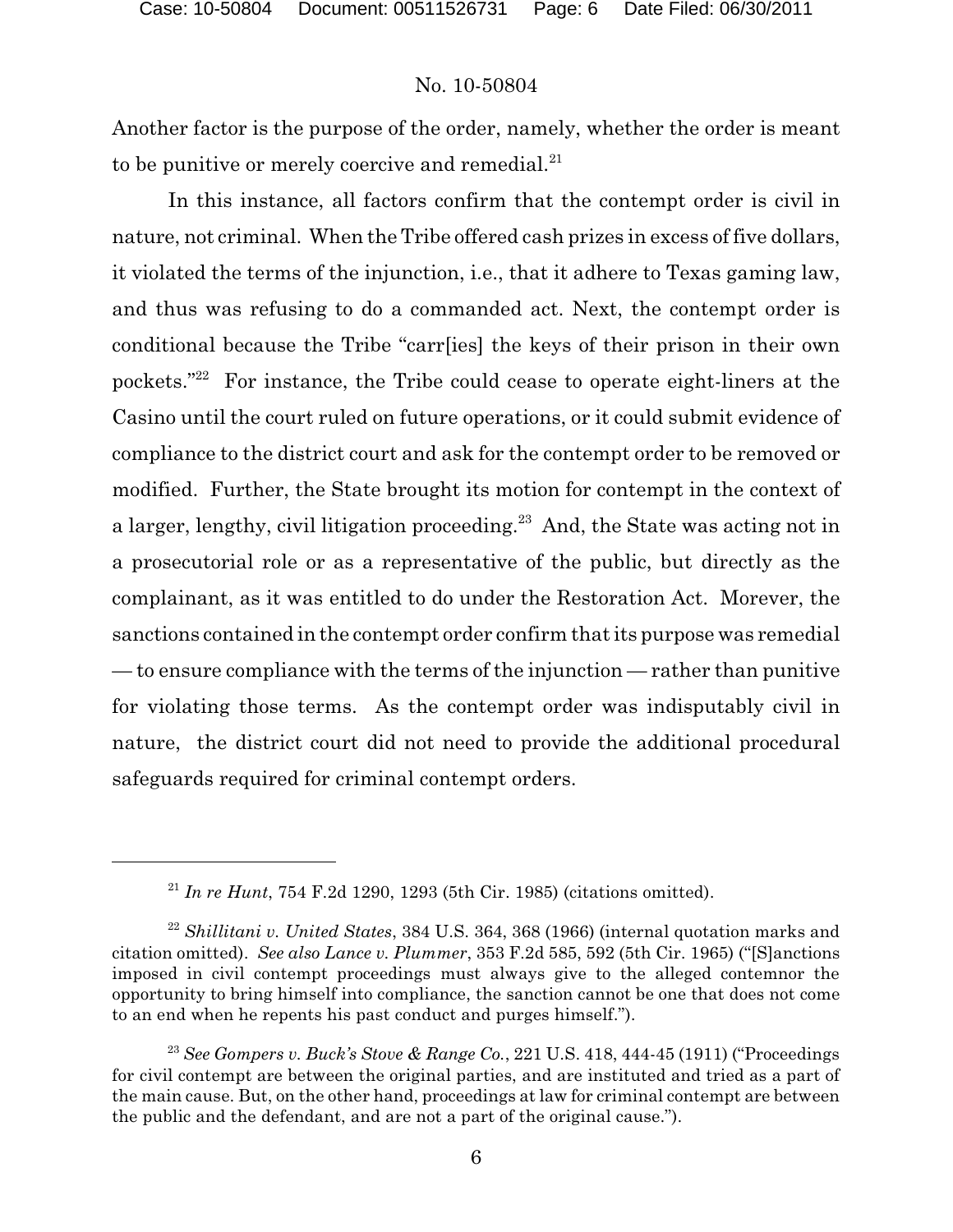Another factor is the purpose of the order, namely, whether the order is meant to be punitive or merely coercive and remedial.[21]

In this instance, all factors confirm that the contempt order is civil in nature, not criminal. When the Tribe offered cash prizes in excess of five dollars, it violated the terms of the injunction, i.e., that it adhere to Texas gaming law, and thus was refusing to do a commanded act. Next, the contempt order is conditional because the Tribe "carr[ies] the keys of their prison in their own pockets."[22] For instance, the Tribe could cease to operate eight-liners at the Casino until the court ruled on future operations, or it could submit evidence of compliance to the district court and ask for the contempt order to be removed or modified. Further, the State brought its motion for contempt in the context of a larger, lengthy, civil litigation proceeding.[23] And, the State was acting not in a prosecutorial role or as a representative of the public, but directly as the complainant, as it was entitled to do under the Restoration Act. Morever, the sanctions contained in the contempt order confirm that its purpose was remedial — to ensure compliance with the terms of the injunction — rather than punitive for violating those terms. As the contempt order was indisputably civil in nature, the district court did not need to provide the additional procedural safeguards required for criminal contempt orders.

---

[21] *In re Hunt*, 754 F.2d 1290, 1293 (5th Cir. 1985) (citations omitted).

[22] *Shillitani v. United States*, 384 U.S. 364, 368 (1966) (internal quotation marks and citation omitted). *See also Lance v. Plummer*, 353 F.2d 585, 592 (5th Cir. 1965) ("[S]anctions imposed in civil contempt proceedings must always give to the alleged contemnor the opportunity to bring himself into compliance, the sanction cannot be one that does not come to an end when he repents his past conduct and purges himself.").

[23] *See Gompers v. Buck's Stove & Range Co.*, 221 U.S. 418, 444-45 (1911) ("Proceedings for civil contempt are between the original parties, and are instituted and tried as a part of the main cause. But, on the other hand, proceedings at law for criminal contempt are between the public and the defendant, and are not a part of the original cause.").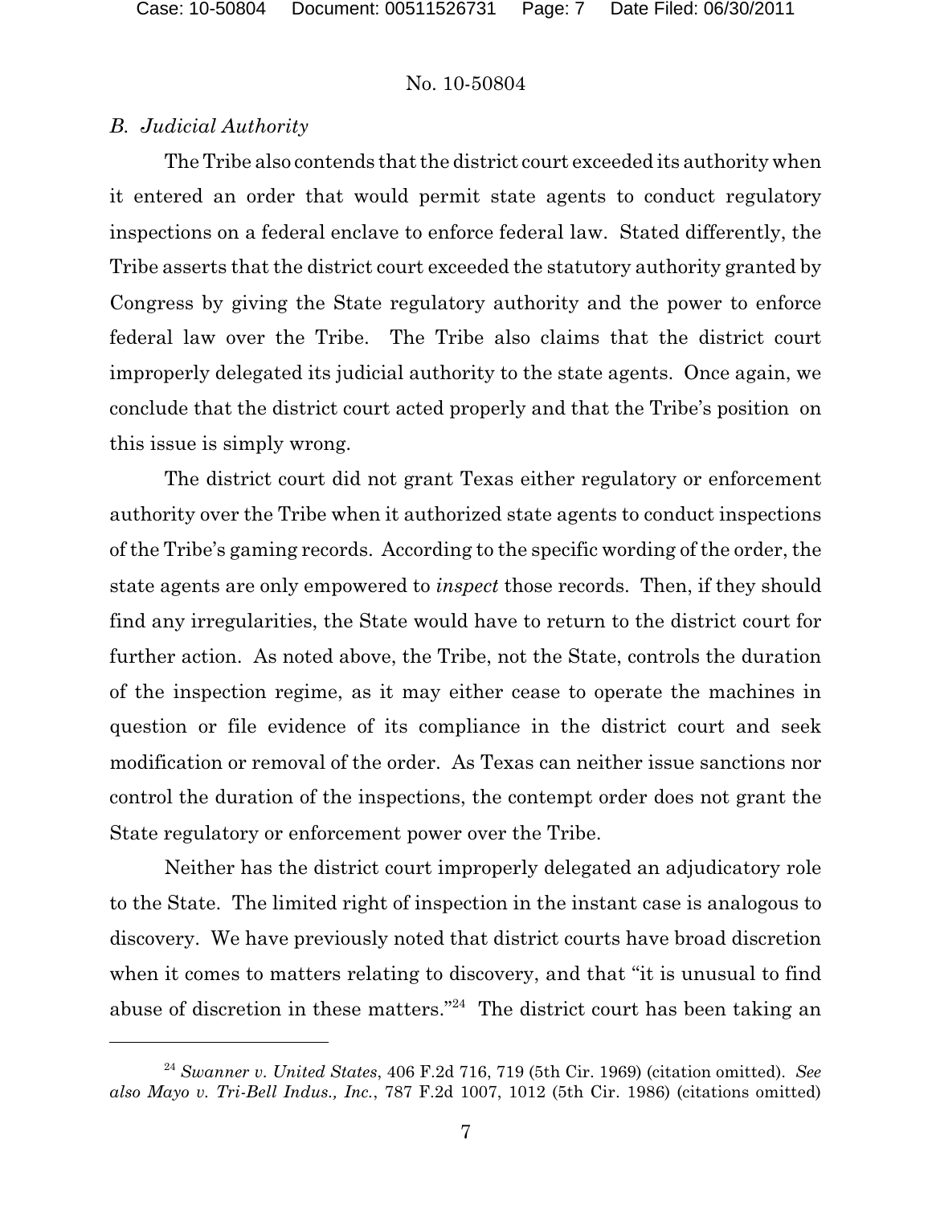No. 10-50804

*B. Judicial Authority*

The Tribe also contends that the district court exceeded its authority when it entered an order that would permit state agents to conduct regulatory inspections on a federal enclave to enforce federal law. Stated differently, the Tribe asserts that the district court exceeded the statutory authority granted by Congress by giving the State regulatory authority and the power to enforce federal law over the Tribe. The Tribe also claims that the district court improperly delegated its judicial authority to the state agents. Once again, we conclude that the district court acted properly and that the Tribe's position on this issue is simply wrong.

The district court did not grant Texas either regulatory or enforcement authority over the Tribe when it authorized state agents to conduct inspections of the Tribe's gaming records. According to the specific wording of the order, the state agents are only empowered to *inspect* those records. Then, if they should find any irregularities, the State would have to return to the district court for further action. As noted above, the Tribe, not the State, controls the duration of the inspection regime, as it may either cease to operate the machines in question or file evidence of its compliance in the district court and seek modification or removal of the order. As Texas can neither issue sanctions nor control the duration of the inspections, the contempt order does not grant the State regulatory or enforcement power over the Tribe.

Neither has the district court improperly delegated an adjudicatory role to the State. The limited right of inspection in the instant case is analogous to discovery. We have previously noted that district courts have broad discretion when it comes to matters relating to discovery, and that "it is unusual to find abuse of discretion in these matters."[24] The district court has been taking an

---

[24] *Swanner v. United States*, 406 F.2d 716, 719 (5th Cir. 1969) (citation omitted). *See also Mayo v. Tri-Bell Indus., Inc.*, 787 F.2d 1007, 1012 (5th Cir. 1986) (citations omitted)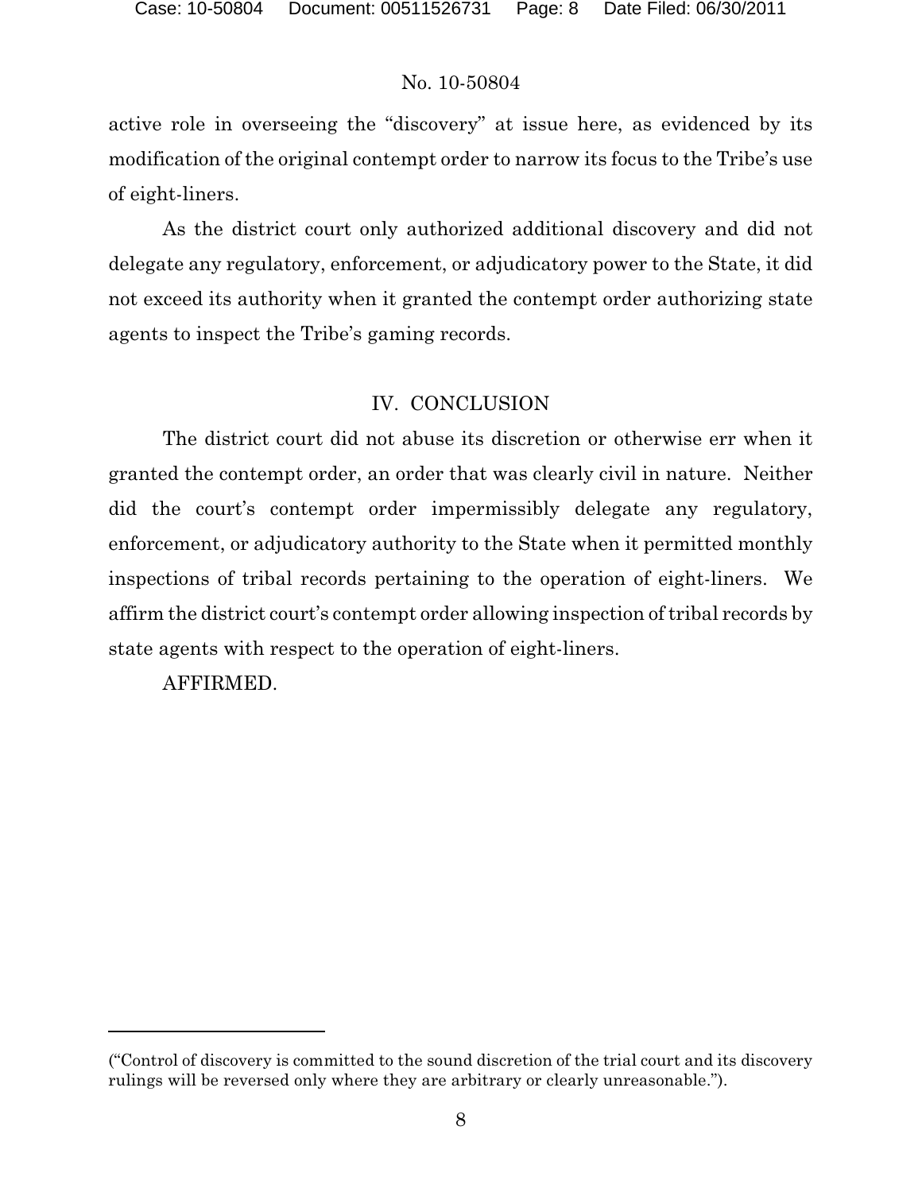active role in overseeing the "discovery" at issue here, as evidenced by its modification of the original contempt order to narrow its focus to the Tribe's use of eight-liners.

As the district court only authorized additional discovery and did not delegate any regulatory, enforcement, or adjudicatory power to the State, it did not exceed its authority when it granted the contempt order authorizing state agents to inspect the Tribe's gaming records.

## IV. CONCLUSION

The district court did not abuse its discretion or otherwise err when it granted the contempt order, an order that was clearly civil in nature. Neither did the court's contempt order impermissibly delegate any regulatory, enforcement, or adjudicatory authority to the State when it permitted monthly inspections of tribal records pertaining to the operation of eight-liners. We affirm the district court's contempt order allowing inspection of tribal records by state agents with respect to the operation of eight-liners.

AFFIRMED.

---

("Control of discovery is committed to the sound discretion of the trial court and its discovery rulings will be reversed only where they are arbitrary or clearly unreasonable.").